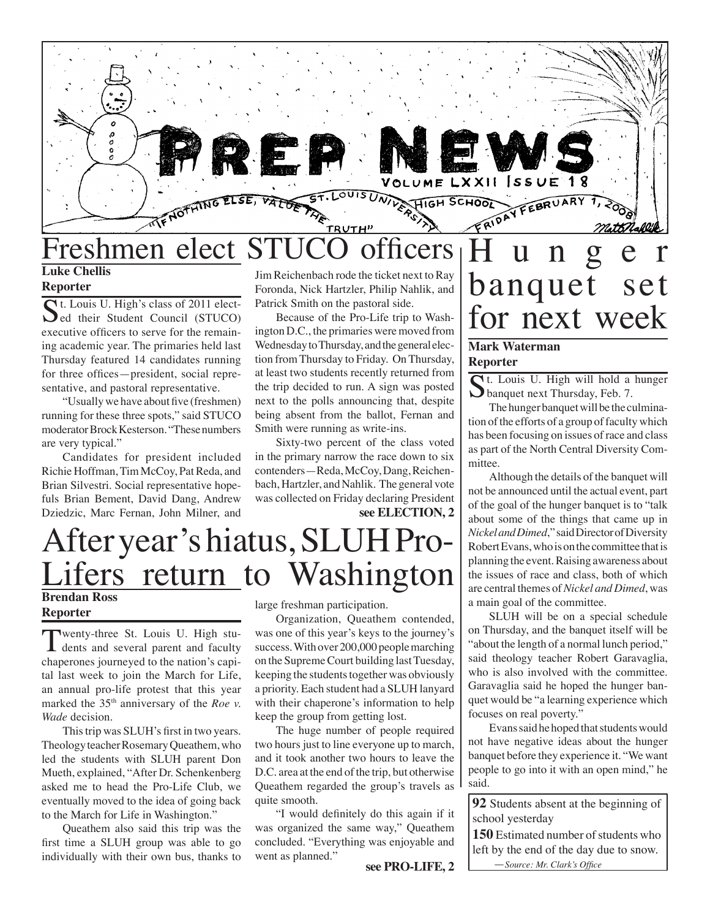# PREP NEWS

Volume LXXII Issue 18

St. Louis University High School

"If nothing else, value the truth"

Friday February 1, 2008

## Freshmen elect STUCO officers

**Luke Chellis**
**Reporter**

St. Louis U. High's class of 2011 elected their Student Council (STUCO) executive officers to serve for the remaining academic year. The primaries held last Thursday featured 14 candidates running for three offices—president, social representative, and pastoral representative.

"Usually we have about five (freshmen) running for these three spots," said STUCO moderator Brock Kesterson. "These numbers are very typical."

Candidates for president included Richie Hoffman, Tim McCoy, Pat Reda, and Brian Silvestri. Social representative hopefuls Brian Bement, David Dang, Andrew Dziedzic, Marc Fernan, John Milner, and Jim Reichenbach rode the ticket next to Ray Foronda, Nick Hartzler, Philip Nahlik, and Patrick Smith on the pastoral side.

Because of the Pro-Life trip to Washington D.C., the primaries were moved from Wednesday to Thursday, and the general election from Thursday to Friday. On Thursday, at least two students recently returned from the trip decided to run. A sign was posted next to the polls announcing that, despite being absent from the ballot, Fernan and Smith were running as write-ins.

Sixty-two percent of the class voted in the primary narrow the race down to six contenders—Reda, McCoy, Dang, Reichenbach, Hartzler, and Nahlik. The general vote was collected on Friday declaring President

**see ELECTION, 2**

## After year's hiatus, SLUH Pro-Lifers return to Washington

**Brendan Ross**
**Reporter**

Twenty-three St. Louis U. High students and several parent and faculty chaperones journeyed to the nation's capital last week to join the March for Life, an annual pro-life protest that this year marked the 35th anniversary of the *Roe v. Wade* decision.

This trip was SLUH's first in two years. Theology teacher Rosemary Queathem, who led the students with SLUH parent Don Mueth, explained, "After Dr. Schenkenberg asked me to head the Pro-Life Club, we eventually moved to the idea of going back to the March for Life in Washington."

Queathem also said this trip was the first time a SLUH group was able to go individually with their own bus, thanks to large freshman participation.

Organization, Queathem contended, was one of this year's keys to the journey's success. With over 200,000 people marching on the Supreme Court building last Tuesday, keeping the students together was obviously a priority. Each student had a SLUH lanyard with their chaperone's information to help keep the group from getting lost.

The huge number of people required two hours just to line everyone up to march, and it took another two hours to leave the D.C. area at the end of the trip, but otherwise Queathem regarded the group's travels as quite smooth.

"I would definitely do this again if it was organized the same way," Queathem concluded. "Everything was enjoyable and went as planned."

**see PRO-LIFE, 2**

## Hunger banquet set for next week

**Mark Waterman**
**Reporter**

St. Louis U. High will hold a hunger banquet next Thursday, Feb. 7.

The hunger banquet will be the culmination of the efforts of a group of faculty which has been focusing on issues of race and class as part of the North Central Diversity Committee.

Although the details of the banquet will not be announced until the actual event, part of the goal of the hunger banquet is to "talk about some of the things that came up in *Nickel and Dimed*," said Director of Diversity Robert Evans, who is on the committee that is planning the event. Raising awareness about the issues of race and class, both of which are central themes of *Nickel and Dimed*, was a main goal of the committee.

SLUH will be on a special schedule on Thursday, and the banquet itself will be "about the length of a normal lunch period," said theology teacher Robert Garavaglia, who is also involved with the committee. Garavaglia said he hoped the hunger banquet would be "a learning experience which focuses on real poverty."

Evans said he hoped that students would not have negative ideas about the hunger banquet before they experience it. "We want people to go into it with an open mind," he said.

**92** Students absent at the beginning of school yesterday

**150** Estimated number of students who left by the end of the day due to snow.

—*Source: Mr. Clark's Office*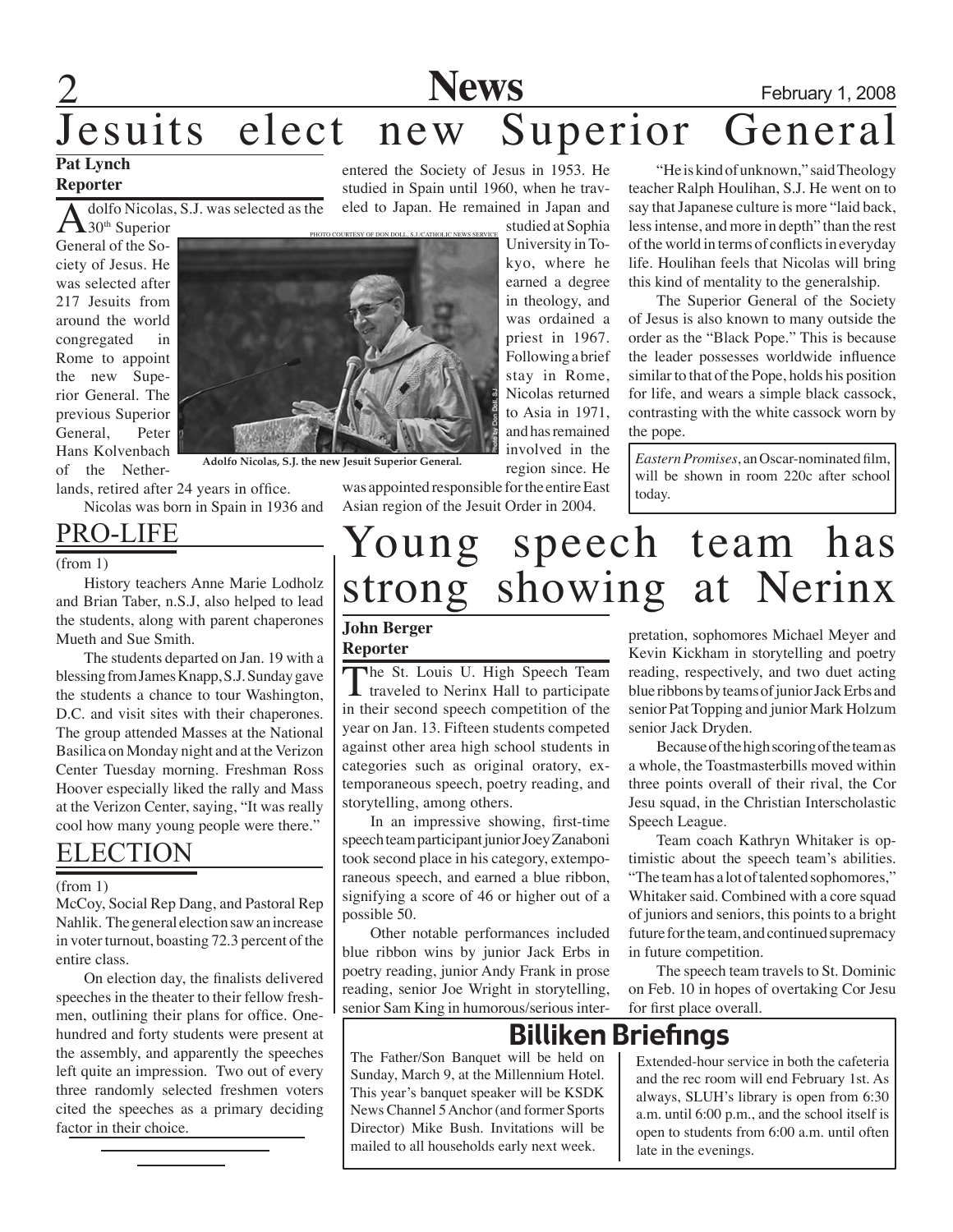# Jesuits elect new Superior General

**Pat Lynch**
**Reporter**

Adolfo Nicolas, S.J. was selected as the 30th Superior General of the Society of Jesus. He was selected after 217 Jesuits from around the world congregated in Rome to appoint the new Superior General. The previous Superior General, Peter Hans Kolvenbach of the Netherlands, retired after 24 years in office.

Nicolas was born in Spain in 1936 and entered the Society of Jesus in 1953. He studied in Spain until 1960, when he traveled to Japan. He remained in Japan and studied at Sophia University in Tokyo, where he earned a degree in theology, and was ordained a priest in 1967. Following a brief stay in Rome, Nicolas returned to Asia in 1971, and has remained involved in the region since. He was appointed responsible for the entire East Asian region of the Jesuit Order in 2004.

PHOTO COURTESY OF DON DOLL, S.J./CATHOLIC NEWS SERVICE

Adolfo Nicolas, S.J. the new Jesuit Superior General.

"He is kind of unknown," said Theology teacher Ralph Houlihan, S.J. He went on to say that Japanese culture is more "laid back, less intense, and more in depth" than the rest of the world in terms of conflicts in everyday life. Houlihan feels that Nicolas will bring this kind of mentality to the generalship.

The Superior General of the Society of Jesus is also known to many outside the order as the "Black Pope." This is because the leader possesses worldwide influence similar to that of the Pope, holds his position for life, and wears a simple black cassock, contrasting with the white cassock worn by the pope.

*Eastern Promises*, an Oscar-nominated film, will be shown in room 220c after school today.

## PRO-LIFE

(from 1)

History teachers Anne Marie Lodholz and Brian Taber, n.S.J, also helped to lead the students, along with parent chaperones Mueth and Sue Smith.

The students departed on Jan. 19 with a blessing from James Knapp, S.J. Sunday gave the students a chance to tour Washington, D.C. and visit sites with their chaperones. The group attended Masses at the National Basilica on Monday night and at the Verizon Center Tuesday morning. Freshman Ross Hoover especially liked the rally and Mass at the Verizon Center, saying, "It was really cool how many young people were there."

## ELECTION

(from 1)

McCoy, Social Rep Dang, and Pastoral Rep Nahlik. The general election saw an increase in voter turnout, boasting 72.3 percent of the entire class.

On election day, the finalists delivered speeches in the theater to their fellow freshmen, outlining their plans for office. One-hundred and forty students were present at the assembly, and apparently the speeches left quite an impression. Two out of every three randomly selected freshmen voters cited the speeches as a primary deciding factor in their choice.

# Young speech team has strong showing at Nerinx

**John Berger**
**Reporter**

The St. Louis U. High Speech Team traveled to Nerinx Hall to participate in their second speech competition of the year on Jan. 13. Fifteen students competed against other area high school students in categories such as original oratory, extemporaneous speech, poetry reading, and storytelling, among others.

In an impressive showing, first-time speech team participant junior Joey Zanaboni took second place in his category, extemporaneous speech, and earned a blue ribbon, signifying a score of 46 or higher out of a possible 50.

Other notable performances included blue ribbon wins by junior Jack Erbs in poetry reading, junior Andy Frank in prose reading, senior Joe Wright in storytelling, senior Sam King in humorous/serious interpretation, sophomores Michael Meyer and Kevin Kickham in storytelling and poetry reading, respectively, and two duet acting blue ribbons by teams of junior Jack Erbs and senior Pat Topping and junior Mark Holzum senior Jack Dryden.

Because of the high scoring of the team as a whole, the Toastmasterbills moved within three points overall of their rival, the Cor Jesu squad, in the Christian Interscholastic Speech League.

Team coach Kathryn Whitaker is optimistic about the speech team's abilities. "The team has a lot of talented sophomores," Whitaker said. Combined with a core squad of juniors and seniors, this points to a bright future for the team, and continued supremacy in future competition.

The speech team travels to St. Dominic on Feb. 10 in hopes of overtaking Cor Jesu for first place overall.

## Billiken Briefings

The Father/Son Banquet will be held on Sunday, March 9, at the Millennium Hotel. This year's banquet speaker will be KSDK News Channel 5 Anchor (and former Sports Director) Mike Bush. Invitations will be mailed to all households early next week.

Extended-hour service in both the cafeteria and the rec room will end February 1st. As always, SLUH's library is open from 6:30 a.m. until 6:00 p.m., and the school itself is open to students from 6:00 a.m. until often late in the evenings.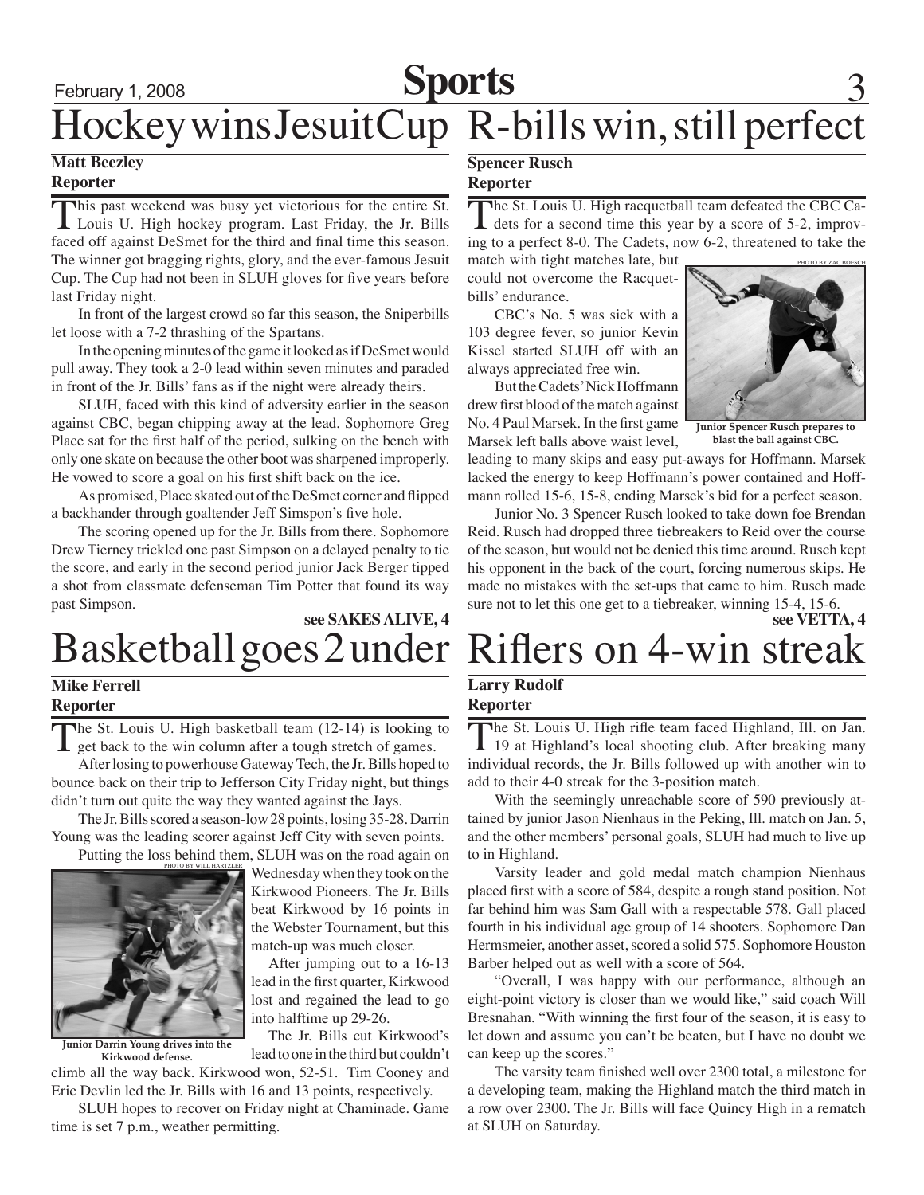# Sports

## Hockey wins Jesuit Cup

**Matt Beezley**
**Reporter**

This past weekend was busy yet victorious for the entire St. Louis U. High hockey program. Last Friday, the Jr. Bills faced off against DeSmet for the third and final time this season. The winner got bragging rights, glory, and the ever-famous Jesuit Cup. The Cup had not been in SLUH gloves for five years before last Friday night.

In front of the largest crowd so far this season, the Sniperbills let loose with a 7-2 thrashing of the Spartans.

In the opening minutes of the game it looked as if DeSmet would pull away. They took a 2-0 lead within seven minutes and paraded in front of the Jr. Bills' fans as if the night were already theirs.

SLUH, faced with this kind of adversity earlier in the season against CBC, began chipping away at the lead. Sophomore Greg Place sat for the first half of the period, sulking on the bench with only one skate on because the other boot was sharpened improperly. He vowed to score a goal on his first shift back on the ice.

As promised, Place skated out of the DeSmet corner and flipped a backhander through goaltender Jeff Simspon's five hole.

The scoring opened up for the Jr. Bills from there. Sophomore Drew Tierney trickled one past Simpson on a delayed penalty to tie the score, and early in the second period junior Jack Berger tipped a shot from classmate defenseman Tim Potter that found its way past Simpson.

**see SAKES ALIVE, 4**

## R-bills win, still perfect

**Spencer Rusch**
**Reporter**

The St. Louis U. High racquetball team defeated the CBC Cadets for a second time this year by a score of 5-2, improving to a perfect 8-0. The Cadets, now 6-2, threatened to take the match with tight matches late, but could not overcome the Racquetbills' endurance.

PHOTO BY ZAC BOESCH

Junior Spencer Rusch prepares to blast the ball against CBC.

CBC's No. 5 was sick with a 103 degree fever, so junior Kevin Kissel started SLUH off with an always appreciated free win.

But the Cadets' Nick Hoffmann drew first blood of the match against No. 4 Paul Marsek. In the first game Marsek left balls above waist level, leading to many skips and easy put-aways for Hoffmann. Marsek lacked the energy to keep Hoffmann's power contained and Hoffmann rolled 15-6, 15-8, ending Marsek's bid for a perfect season.

Junior No. 3 Spencer Rusch looked to take down foe Brendan Reid. Rusch had dropped three tiebreakers to Reid over the course of the season, but would not be denied this time around. Rusch kept his opponent in the back of the court, forcing numerous skips. He made no mistakes with the set-ups that came to him. Rusch made sure not to let this one get to a tiebreaker, winning 15-4, 15-6.

**see VETTA, 4**

## Basketball goes 2 under

**Mike Ferrell**
**Reporter**

The St. Louis U. High basketball team (12-14) is looking to get back to the win column after a tough stretch of games.

After losing to powerhouse Gateway Tech, the Jr. Bills hoped to bounce back on their trip to Jefferson City Friday night, but things didn't turn out quite the way they wanted against the Jays.

The Jr. Bills scored a season-low 28 points, losing 35-28. Darrin Young was the leading scorer against Jeff City with seven points.

Putting the loss behind them, SLUH was on the road again on Wednesday when they took on the Kirkwood Pioneers. The Jr. Bills beat Kirkwood by 16 points in the Webster Tournament, but this match-up was much closer.

PHOTO BY WILL HARTZLER

Junior Darrin Young drives into the Kirkwood defense.

After jumping out to a 16-13 lead in the first quarter, Kirkwood lost and regained the lead to go into halftime up 29-26.

The Jr. Bills cut Kirkwood's lead to one in the third but couldn't climb all the way back. Kirkwood won, 52-51. Tim Cooney and Eric Devlin led the Jr. Bills with 16 and 13 points, respectively.

SLUH hopes to recover on Friday night at Chaminade. Game time is set 7 p.m., weather permitting.

## Riflers on 4-win streak

**Larry Rudolf**
**Reporter**

The St. Louis U. High rifle team faced Highland, Ill. on Jan. 19 at Highland's local shooting club. After breaking many individual records, the Jr. Bills followed up with another win to add to their 4-0 streak for the 3-position match.

With the seemingly unreachable score of 590 previously attained by junior Jason Nienhaus in the Peking, Ill. match on Jan. 5, and the other members' personal goals, SLUH had much to live up to in Highland.

Varsity leader and gold medal match champion Nienhaus placed first with a score of 584, despite a rough stand position. Not far behind him was Sam Gall with a respectable 578. Gall placed fourth in his individual age group of 14 shooters. Sophomore Dan Hermsmeier, another asset, scored a solid 575. Sophomore Houston Barber helped out as well with a score of 564.

"Overall, I was happy with our performance, although an eight-point victory is closer than we would like," said coach Will Bresnahan. "With winning the first four of the season, it is easy to let down and assume you can't be beaten, but I have no doubt we can keep up the scores."

The varsity team finished well over 2300 total, a milestone for a developing team, making the Highland match the third match in a row over 2300. The Jr. Bills will face Quincy High in a rematch at SLUH on Saturday.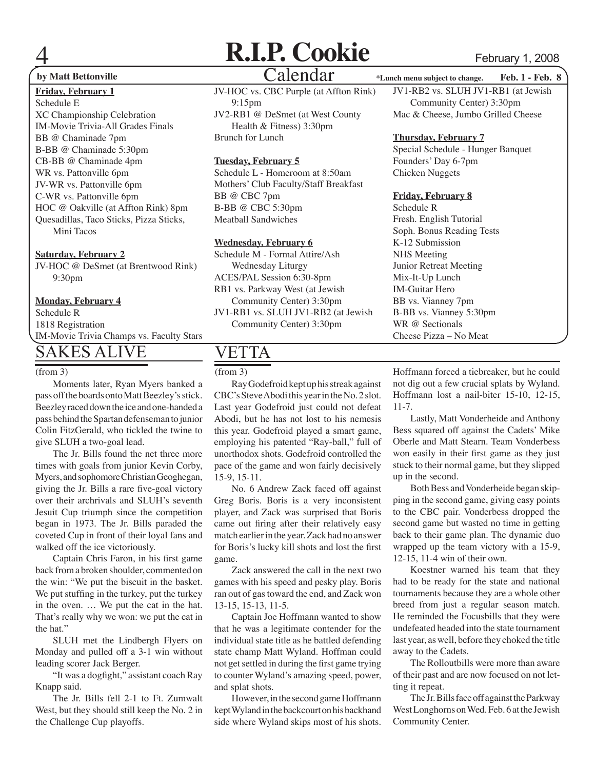# R.I.P. Cookie

## Calendar

by Matt Bettonville

*Lunch menu subject to change.

Feb. 1 - Feb. 8

**Friday, February 1**
Schedule E
XC Championship Celebration
IM-Movie Trivia-All Grades Finals
BB @ Chaminade 7pm
B-BB @ Chaminade 5:30pm
CB-BB @ Chaminade 4pm
WR vs. Pattonville 6pm
JV-WR vs. Pattonville 6pm
C-WR vs. Pattonville 6pm
HOC @ Oakville (at Affton Rink) 8pm
Quesadillas, Taco Sticks, Pizza Sticks, Mini Tacos

**Saturday, February 2**
JV-HOC @ DeSmet (at Brentwood Rink) 9:30pm

**Monday, February 4**
Schedule R
1818 Registration
IM-Movie Trivia Champs vs. Faculty Stars
JV-HOC vs. CBC Purple (at Affton Rink) 9:15pm
JV2-RB1 @ DeSmet (at West County Health & Fitness) 3:30pm
Brunch for Lunch

**Tuesday, February 5**
Schedule L - Homeroom at 8:50am
Mothers' Club Faculty/Staff Breakfast
BB @ CBC 7pm
B-BB @ CBC 5:30pm
Meatball Sandwiches

**Wednesday, February 6**
Schedule M - Formal Attire/Ash Wednesday Liturgy
ACES/PAL Session 6:30-8pm
RB1 vs. Parkway West (at Jewish Community Center) 3:30pm
JV1-RB1 vs. SLUH JV1-RB2 (at Jewish Community Center) 3:30pm
JV1-RB2 vs. SLUH JV1-RB1 (at Jewish Community Center) 3:30pm
Mac & Cheese, Jumbo Grilled Cheese

**Thursday, February 7**
Special Schedule - Hunger Banquet
Founders' Day 6-7pm
Chicken Nuggets

**Friday, February 8**
Schedule R
Fresh. English Tutorial
Soph. Bonus Reading Tests
K-12 Submission
NHS Meeting
Junior Retreat Meeting
Mix-It-Up Lunch
IM-Guitar Hero
BB vs. Vianney 7pm
B-BB vs. Vianney 5:30pm
WR @ Sectionals
Cheese Pizza – No Meat

## SAKES ALIVE

(from 3)

Moments later, Ryan Myers banked a pass off the boards onto Matt Beezley's stick. Beezley raced down the ice and one-handed a pass behind the Spartan defenseman to junior Colin FitzGerald, who tickled the twine to give SLUH a two-goal lead.

The Jr. Bills found the net three more times with goals from junior Kevin Corby, Myers, and sophomore Christian Geoghegan, giving the Jr. Bills a rare five-goal victory over their archrivals and SLUH's seventh Jesuit Cup triumph since the competition began in 1973. The Jr. Bills paraded the coveted Cup in front of their loyal fans and walked off the ice victoriously.

Captain Chris Faron, in his first game back from a broken shoulder, commented on the win: "We put the biscuit in the basket. We put stuffing in the turkey, put the turkey in the oven. … We put the cat in the hat. That's really why we won: we put the cat in the hat."

SLUH met the Lindbergh Flyers on Monday and pulled off a 3-1 win without leading scorer Jack Berger.

"It was a dogfight," assistant coach Ray Knapp said.

The Jr. Bills fell 2-1 to Ft. Zumwalt West, but they should still keep the No. 2 in the Challenge Cup playoffs.

## VETTA

(from 3)

Ray Godefroid kept up his streak against CBC's Steve Abodi this year in the No. 2 slot. Last year Godefroid just could not defeat Abodi, but he has not lost to his nemesis this year. Godefroid played a smart game, employing his patented "Ray-ball," full of unorthodox shots. Godefroid controlled the pace of the game and won fairly decisively 15-9, 15-11.

No. 6 Andrew Zack faced off against Greg Boris. Boris is a very inconsistent player, and Zack was surprised that Boris came out firing after their relatively easy match earlier in the year. Zack had no answer for Boris's lucky kill shots and lost the first game.

Zack answered the call in the next two games with his speed and pesky play. Boris ran out of gas toward the end, and Zack won 13-15, 15-13, 11-5.

Captain Joe Hoffmann wanted to show that he was a legitimate contender for the individual state title as he battled defending state champ Matt Wyland. Hoffman could not get settled in during the first game trying to counter Wyland's amazing speed, power, and splat shots.

However, in the second game Hoffmann kept Wyland in the backcourt on his backhand side where Wyland skips most of his shots. Hoffmann forced a tiebreaker, but he could not dig out a few crucial splats by Wyland. Hoffmann lost a nail-biter 15-10, 12-15, 11-7.

Lastly, Matt Vonderheide and Anthony Bess squared off against the Cadets' Mike Oberle and Matt Stearn. Team Vonderbess won easily in their first game as they just stuck to their normal game, but they slipped up in the second.

Both Bess and Vonderheide began skipping in the second game, giving easy points to the CBC pair. Vonderbess dropped the second game but wasted no time in getting back to their game plan. The dynamic duo wrapped up the team victory with a 15-9, 12-15, 11-4 win of their own.

Koestner warned his team that they had to be ready for the state and national tournaments because they are a whole other breed from just a regular season match. He reminded the Focusbills that they were undefeated headed into the state tournament last year, as well, before they choked the title away to the Cadets.

The Rolloutbills were more than aware of their past and are now focused on not letting it repeat.

The Jr. Bills face off against the Parkway West Longhorns on Wed. Feb. 6 at the Jewish Community Center.